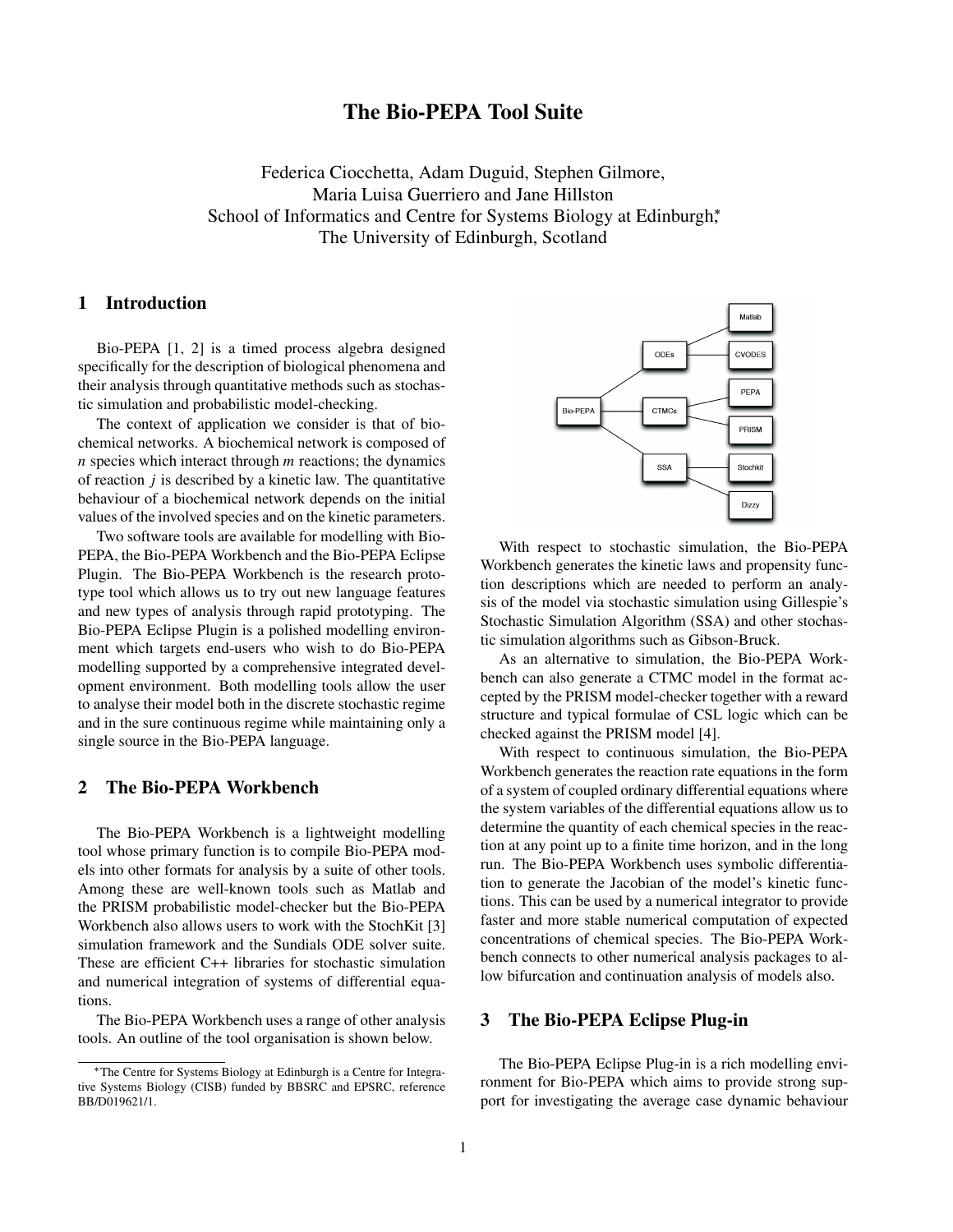# The Bio-PEPA Tool Suite

Federica Ciocchetta, Adam Duguid, Stephen Gilmore,
Maria Luisa Guerriero and Jane Hillston
School of Informatics and Centre for Systems Biology at Edinburgh,*
The University of Edinburgh, Scotland

## 1 Introduction

Bio-PEPA [1, 2] is a timed process algebra designed specifically for the description of biological phenomena and their analysis through quantitative methods such as stochastic simulation and probabilistic model-checking.

The context of application we consider is that of biochemical networks. A biochemical network is composed of $n$ species which interact through $m$ reactions; the dynamics of reaction $j$ is described by a kinetic law. The quantitative behaviour of a biochemical network depends on the initial values of the involved species and on the kinetic parameters.

Two software tools are available for modelling with Bio-PEPA, the Bio-PEPA Workbench and the Bio-PEPA Eclipse Plugin. The Bio-PEPA Workbench is the research prototype tool which allows us to try out new language features and new types of analysis through rapid prototyping. The Bio-PEPA Eclipse Plugin is a polished modelling environment which targets end-users who wish to do Bio-PEPA modelling supported by a comprehensive integrated development environment. Both modelling tools allow the user to analyse their model both in the discrete stochastic regime and in the sure continuous regime while maintaining only a single source in the Bio-PEPA language.

## 2 The Bio-PEPA Workbench

The Bio-PEPA Workbench is a lightweight modelling tool whose primary function is to compile Bio-PEPA models into other formats for analysis by a suite of other tools. Among these are well-known tools such as Matlab and the PRISM probabilistic model-checker but the Bio-PEPA Workbench also allows users to work with the StochKit [3] simulation framework and the Sundials ODE solver suite. These are efficient C++ libraries for stochastic simulation and numerical integration of systems of differential equations.

The Bio-PEPA Workbench uses a range of other analysis tools. An outline of the tool organisation is shown below.

Bio-PEPA → ODEs → Matlab, CVODES
Bio-PEPA → CTMCs → PEPA, PRISM
Bio-PEPA → SSA → Stochkit, Dizzy

With respect to stochastic simulation, the Bio-PEPA Workbench generates the kinetic laws and propensity function descriptions which are needed to perform an analysis of the model via stochastic simulation using Gillespie's Stochastic Simulation Algorithm (SSA) and other stochastic simulation algorithms such as Gibson-Bruck.

As an alternative to simulation, the Bio-PEPA Workbench can also generate a CTMC model in the format accepted by the PRISM model-checker together with a reward structure and typical formulae of CSL logic which can be checked against the PRISM model [4].

With respect to continuous simulation, the Bio-PEPA Workbench generates the reaction rate equations in the form of a system of coupled ordinary differential equations where the system variables of the differential equations allow us to determine the quantity of each chemical species in the reaction at any point up to a finite time horizon, and in the long run. The Bio-PEPA Workbench uses symbolic differentiation to generate the Jacobian of the model's kinetic functions. This can be used by a numerical integrator to provide faster and more stable numerical computation of expected concentrations of chemical species. The Bio-PEPA Workbench connects to other numerical analysis packages to allow bifurcation and continuation analysis of models also.

## 3 The Bio-PEPA Eclipse Plug-in

The Bio-PEPA Eclipse Plug-in is a rich modelling environment for Bio-PEPA which aims to provide strong support for investigating the average case dynamic behaviour

*The Centre for Systems Biology at Edinburgh is a Centre for Integrative Systems Biology (CISB) funded by BBSRC and EPSRC, reference BB/D019621/1.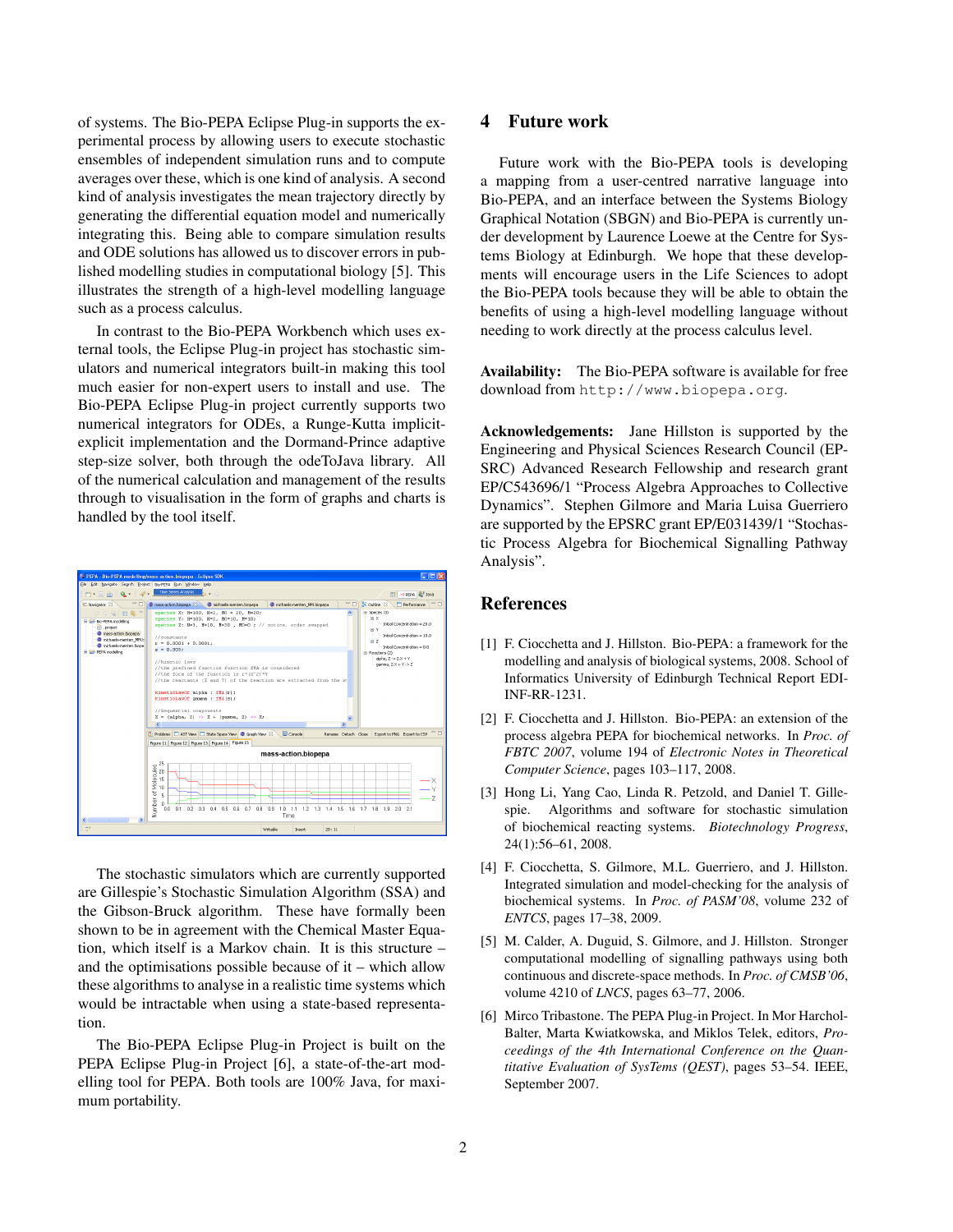of systems. The Bio-PEPA Eclipse Plug-in supports the experimental process by allowing users to execute stochastic ensembles of independent simulation runs and to compute averages over these, which is one kind of analysis. A second kind of analysis investigates the mean trajectory directly by generating the differential equation model and numerically integrating this. Being able to compare simulation results and ODE solutions has allowed us to discover errors in published modelling studies in computational biology [5]. This illustrates the strength of a high-level modelling language such as a process calculus.

In contrast to the Bio-PEPA Workbench which uses external tools, the Eclipse Plug-in project has stochastic simulators and numerical integrators built-in making this tool much easier for non-expert users to install and use. The Bio-PEPA Eclipse Plug-in project currently supports two numerical integrators for ODEs, a Runge-Kutta implicit-explicit implementation and the Dormand-Prince adaptive step-size solver, both through the odeToJava library. All of the numerical calculation and management of the results through to visualisation in the form of graphs and charts is handled by the tool itself.

The stochastic simulators which are currently supported are Gillespie's Stochastic Simulation Algorithm (SSA) and the Gibson-Bruck algorithm. These have formally been shown to be in agreement with the Chemical Master Equation, which itself is a Markov chain. It is this structure – and the optimisations possible because of it – which allow these algorithms to analyse in a realistic time systems which would be intractable when using a state-based representation.

The Bio-PEPA Eclipse Plug-in Project is built on the PEPA Eclipse Plug-in Project [6], a state-of-the-art modelling tool for PEPA. Both tools are 100% Java, for maximum portability.

# 4 Future work

Future work with the Bio-PEPA tools is developing a mapping from a user-centred narrative language into Bio-PEPA, and an interface between the Systems Biology Graphical Notation (SBGN) and Bio-PEPA is currently under development by Laurence Loewe at the Centre for Systems Biology at Edinburgh. We hope that these developments will encourage users in the Life Sciences to adopt the Bio-PEPA tools because they will be able to obtain the benefits of using a high-level modelling language without needing to work directly at the process calculus level.

**Availability:** The Bio-PEPA software is available for free download from `http://www.biopepa.org`.

**Acknowledgements:** Jane Hillston is supported by the Engineering and Physical Sciences Research Council (EPSRC) Advanced Research Fellowship and research grant EP/C543696/1 "Process Algebra Approaches to Collective Dynamics". Stephen Gilmore and Maria Luisa Guerriero are supported by the EPSRC grant EP/E031439/1 "Stochastic Process Algebra for Biochemical Signalling Pathway Analysis".

# References

[1] F. Ciocchetta and J. Hillston. Bio-PEPA: a framework for the modelling and analysis of biological systems, 2008. School of Informatics University of Edinburgh Technical Report EDI-INF-RR-1231.

[2] F. Ciocchetta and J. Hillston. Bio-PEPA: an extension of the process algebra PEPA for biochemical networks. In *Proc. of FBTC 2007*, volume 194 of *Electronic Notes in Theoretical Computer Science*, pages 103–117, 2008.

[3] Hong Li, Yang Cao, Linda R. Petzold, and Daniel T. Gillespie. Algorithms and software for stochastic simulation of biochemical reacting systems. *Biotechnology Progress*, 24(1):56–61, 2008.

[4] F. Ciocchetta, S. Gilmore, M.L. Guerriero, and J. Hillston. Integrated simulation and model-checking for the analysis of biochemical systems. In *Proc. of PASM'08*, volume 232 of *ENTCS*, pages 17–38, 2009.

[5] M. Calder, A. Duguid, S. Gilmore, and J. Hillston. Stronger computational modelling of signalling pathways using both continuous and discrete-space methods. In *Proc. of CMSB'06*, volume 4210 of *LNCS*, pages 63–77, 2006.

[6] Mirco Tribastone. The PEPA Plug-in Project. In Mor Harchol-Balter, Marta Kwiatkowska, and Miklos Telek, editors, *Proceedings of the 4th International Conference on the Quantitative Evaluation of SysTems (QEST)*, pages 53–54. IEEE, September 2007.